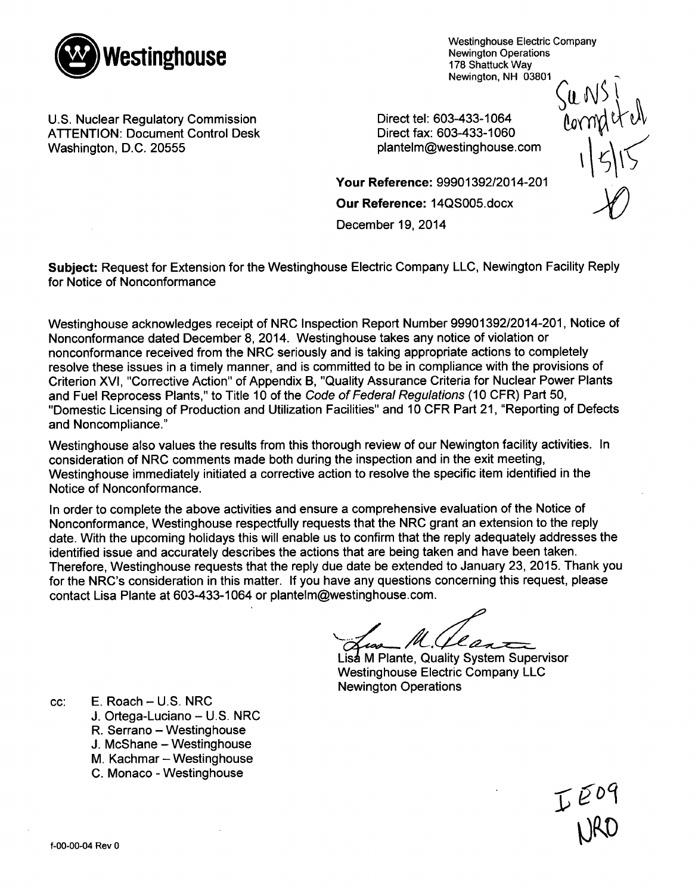**Westinghouse**

Westinghouse Electric Company
Newington Operations
178 Shattuck Way
Newington, NH 03801

SUNSI completed 1/5/15

U.S. Nuclear Regulatory Commission
ATTENTION: Document Control Desk
Washington, D.C. 20555

Direct tel: 603-433-1064
Direct fax: 603-433-1060
plantelm@westinghouse.com

**Your Reference:** 99901392/2014-201

**Our Reference:** 14QS005.docx

December 19, 2014

**Subject:** Request for Extension for the Westinghouse Electric Company LLC, Newington Facility Reply for Notice of Nonconformance

Westinghouse acknowledges receipt of NRC Inspection Report Number 99901392/2014-201, Notice of Nonconformance dated December 8, 2014. Westinghouse takes any notice of violation or nonconformance received from the NRC seriously and is taking appropriate actions to completely resolve these issues in a timely manner, and is committed to be in compliance with the provisions of Criterion XVI, "Corrective Action" of Appendix B, "Quality Assurance Criteria for Nuclear Power Plants and Fuel Reprocess Plants," to Title 10 of the *Code of Federal Regulations* (10 CFR) Part 50, "Domestic Licensing of Production and Utilization Facilities" and 10 CFR Part 21, "Reporting of Defects and Noncompliance."

Westinghouse also values the results from this thorough review of our Newington facility activities. In consideration of NRC comments made both during the inspection and in the exit meeting, Westinghouse immediately initiated a corrective action to resolve the specific item identified in the Notice of Nonconformance.

In order to complete the above activities and ensure a comprehensive evaluation of the Notice of Nonconformance, Westinghouse respectfully requests that the NRC grant an extension to the reply date. With the upcoming holidays this will enable us to confirm that the reply adequately addresses the identified issue and accurately describes the actions that are being taken and have been taken. Therefore, Westinghouse requests that the reply due date be extended to January 23, 2015. Thank you for the NRC's consideration in this matter. If you have any questions concerning this request, please contact Lisa Plante at 603-433-1064 or plantelm@westinghouse.com.

Lisa M Plante, Quality System Supervisor
Westinghouse Electric Company LLC
Newington Operations

cc:
- E. Roach – U.S. NRC
- J. Ortega-Luciano – U.S. NRC
- R. Serrano – Westinghouse
- J. McShane – Westinghouse
- M. Kachmar – Westinghouse
- C. Monaco - Westinghouse

IE09
NRO

f-00-00-04 Rev 0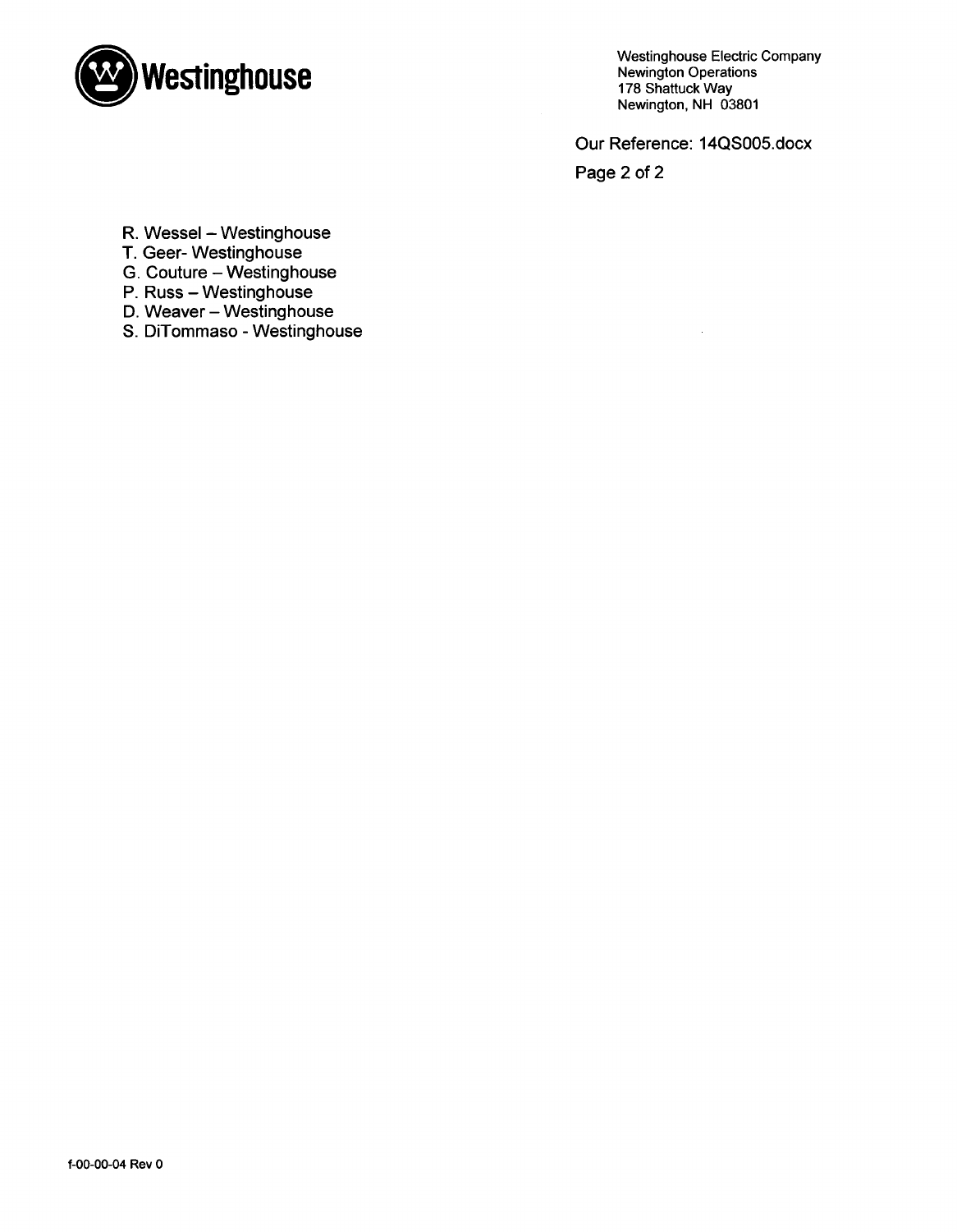R. Wessel – Westinghouse
T. Geer- Westinghouse
G. Couture – Westinghouse
P. Russ – Westinghouse
D. Weaver – Westinghouse
S. DiTommaso - Westinghouse